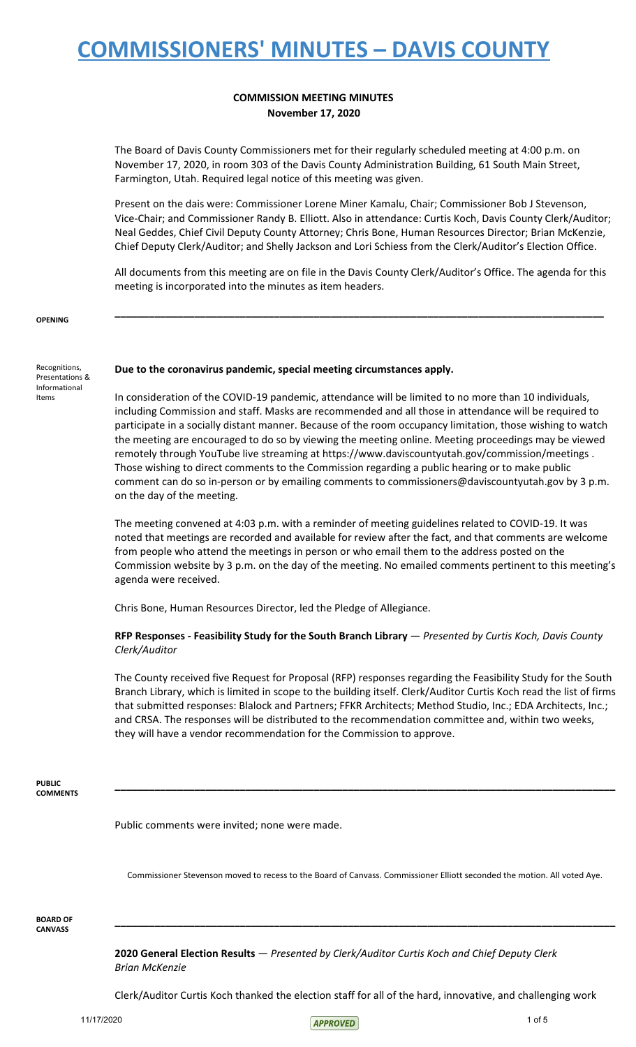# COMMISSIONERS' MINUTES – DAVIS COUNTY

**COMMISSION MEETING MINUTES**
**November 17, 2020**

The Board of Davis County Commissioners met for their regularly scheduled meeting at 4:00 p.m. on November 17, 2020, in room 303 of the Davis County Administration Building, 61 South Main Street, Farmington, Utah. Required legal notice of this meeting was given.

Present on the dais were: Commissioner Lorene Miner Kamalu, Chair; Commissioner Bob J Stevenson, Vice-Chair; and Commissioner Randy B. Elliott. Also in attendance: Curtis Koch, Davis County Clerk/Auditor; Neal Geddes, Chief Civil Deputy County Attorney; Chris Bone, Human Resources Director; Brian McKenzie, Chief Deputy Clerk/Auditor; and Shelly Jackson and Lori Schiess from the Clerk/Auditor's Election Office.

All documents from this meeting are on file in the Davis County Clerk/Auditor's Office. The agenda for this meeting is incorporated into the minutes as item headers.

## OPENING

### Recognitions, Presentations & Informational Items

**Due to the coronavirus pandemic, special meeting circumstances apply.**

In consideration of the COVID-19 pandemic, attendance will be limited to no more than 10 individuals, including Commission and staff. Masks are recommended and all those in attendance will be required to participate in a socially distant manner. Because of the room occupancy limitation, those wishing to watch the meeting are encouraged to do so by viewing the meeting online. Meeting proceedings may be viewed remotely through YouTube live streaming at https://www.daviscountyutah.gov/commission/meetings . Those wishing to direct comments to the Commission regarding a public hearing or to make public comment can do so in-person or by emailing comments to commissioners@daviscountyutah.gov by 3 p.m. on the day of the meeting.

The meeting convened at 4:03 p.m. with a reminder of meeting guidelines related to COVID-19. It was noted that meetings are recorded and available for review after the fact, and that comments are welcome from people who attend the meetings in person or who email them to the address posted on the Commission website by 3 p.m. on the day of the meeting. No emailed comments pertinent to this meeting's agenda were received.

Chris Bone, Human Resources Director, led the Pledge of Allegiance.

**RFP Responses - Feasibility Study for the South Branch Library** — *Presented by Curtis Koch, Davis County Clerk/Auditor*

The County received five Request for Proposal (RFP) responses regarding the Feasibility Study for the South Branch Library, which is limited in scope to the building itself. Clerk/Auditor Curtis Koch read the list of firms that submitted responses: Blalock and Partners; FFKR Architects; Method Studio, Inc.; EDA Architects, Inc.; and CRSA. The responses will be distributed to the recommendation committee and, within two weeks, they will have a vendor recommendation for the Commission to approve.

## PUBLIC COMMENTS

Public comments were invited; none were made.

Commissioner Stevenson moved to recess to the Board of Canvass. Commissioner Elliott seconded the motion. All voted Aye.

## BOARD OF CANVASS

**2020 General Election Results** — *Presented by Clerk/Auditor Curtis Koch and Chief Deputy Clerk Brian McKenzie*

Clerk/Auditor Curtis Koch thanked the election staff for all of the hard, innovative, and challenging work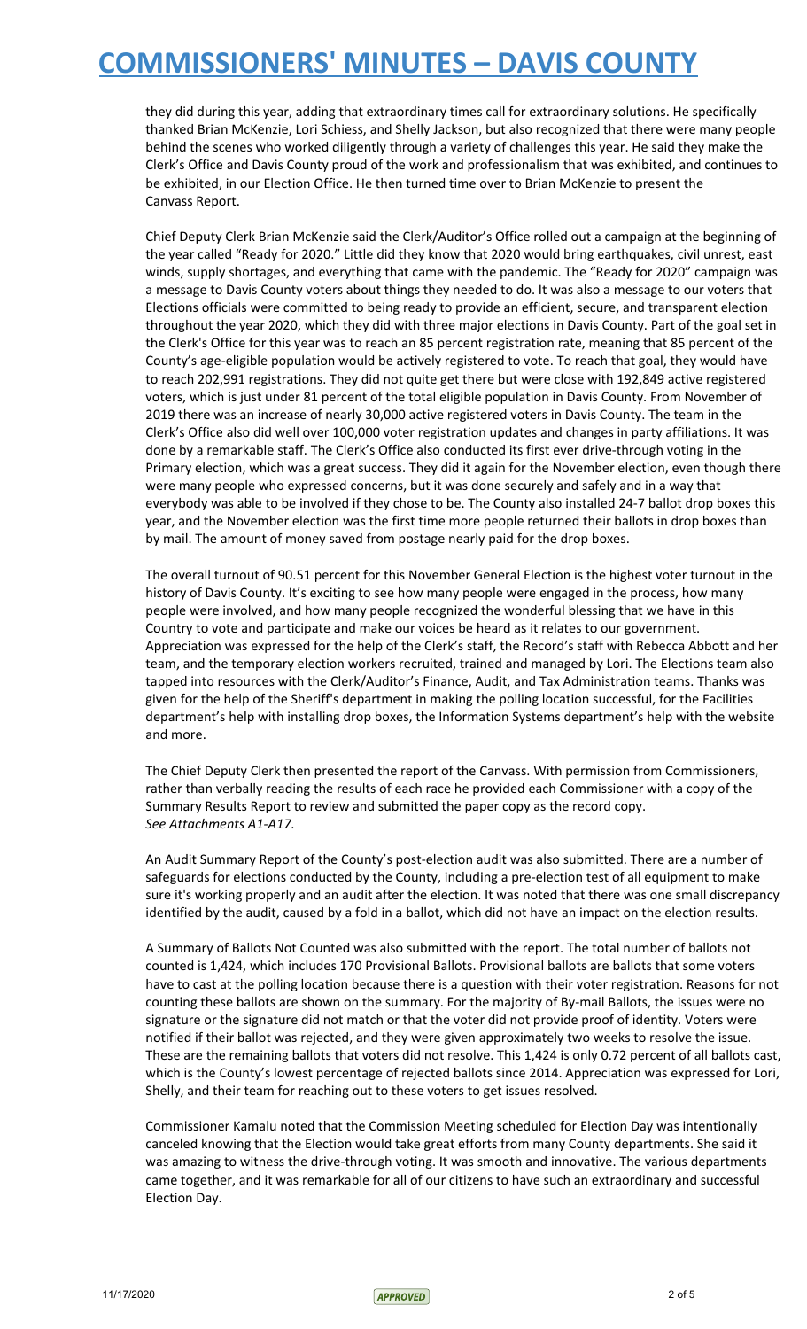they did during this year, adding that extraordinary times call for extraordinary solutions. He specifically thanked Brian McKenzie, Lori Schiess, and Shelly Jackson, but also recognized that there were many people behind the scenes who worked diligently through a variety of challenges this year. He said they make the Clerk's Office and Davis County proud of the work and professionalism that was exhibited, and continues to be exhibited, in our Election Office. He then turned time over to Brian McKenzie to present the Canvass Report.

Chief Deputy Clerk Brian McKenzie said the Clerk/Auditor's Office rolled out a campaign at the beginning of the year called "Ready for 2020." Little did they know that 2020 would bring earthquakes, civil unrest, east winds, supply shortages, and everything that came with the pandemic. The "Ready for 2020" campaign was a message to Davis County voters about things they needed to do. It was also a message to our voters that Elections officials were committed to being ready to provide an efficient, secure, and transparent election throughout the year 2020, which they did with three major elections in Davis County. Part of the goal set in the Clerk's Office for this year was to reach an 85 percent registration rate, meaning that 85 percent of the County's age-eligible population would be actively registered to vote. To reach that goal, they would have to reach 202,991 registrations. They did not quite get there but were close with 192,849 active registered voters, which is just under 81 percent of the total eligible population in Davis County. From November of 2019 there was an increase of nearly 30,000 active registered voters in Davis County. The team in the Clerk's Office also did well over 100,000 voter registration updates and changes in party affiliations. It was done by a remarkable staff. The Clerk's Office also conducted its first ever drive-through voting in the Primary election, which was a great success. They did it again for the November election, even though there were many people who expressed concerns, but it was done securely and safely and in a way that everybody was able to be involved if they chose to be. The County also installed 24-7 ballot drop boxes this year, and the November election was the first time more people returned their ballots in drop boxes than by mail. The amount of money saved from postage nearly paid for the drop boxes.

The overall turnout of 90.51 percent for this November General Election is the highest voter turnout in the history of Davis County. It's exciting to see how many people were engaged in the process, how many people were involved, and how many people recognized the wonderful blessing that we have in this Country to vote and participate and make our voices be heard as it relates to our government. Appreciation was expressed for the help of the Clerk's staff, the Record's staff with Rebecca Abbott and her team, and the temporary election workers recruited, trained and managed by Lori. The Elections team also tapped into resources with the Clerk/Auditor's Finance, Audit, and Tax Administration teams. Thanks was given for the help of the Sheriff's department in making the polling location successful, for the Facilities department's help with installing drop boxes, the Information Systems department's help with the website and more.

The Chief Deputy Clerk then presented the report of the Canvass. With permission from Commissioners, rather than verbally reading the results of each race he provided each Commissioner with a copy of the Summary Results Report to review and submitted the paper copy as the record copy.
*See Attachments A1-A17.*

An Audit Summary Report of the County's post-election audit was also submitted. There are a number of safeguards for elections conducted by the County, including a pre-election test of all equipment to make sure it's working properly and an audit after the election. It was noted that there was one small discrepancy identified by the audit, caused by a fold in a ballot, which did not have an impact on the election results.

A Summary of Ballots Not Counted was also submitted with the report. The total number of ballots not counted is 1,424, which includes 170 Provisional Ballots. Provisional ballots are ballots that some voters have to cast at the polling location because there is a question with their voter registration. Reasons for not counting these ballots are shown on the summary. For the majority of By-mail Ballots, the issues were no signature or the signature did not match or that the voter did not provide proof of identity. Voters were notified if their ballot was rejected, and they were given approximately two weeks to resolve the issue. These are the remaining ballots that voters did not resolve. This 1,424 is only 0.72 percent of all ballots cast, which is the County's lowest percentage of rejected ballots since 2014. Appreciation was expressed for Lori, Shelly, and their team for reaching out to these voters to get issues resolved.

Commissioner Kamalu noted that the Commission Meeting scheduled for Election Day was intentionally canceled knowing that the Election would take great efforts from many County departments. She said it was amazing to witness the drive-through voting. It was smooth and innovative. The various departments came together, and it was remarkable for all of our citizens to have such an extraordinary and successful Election Day.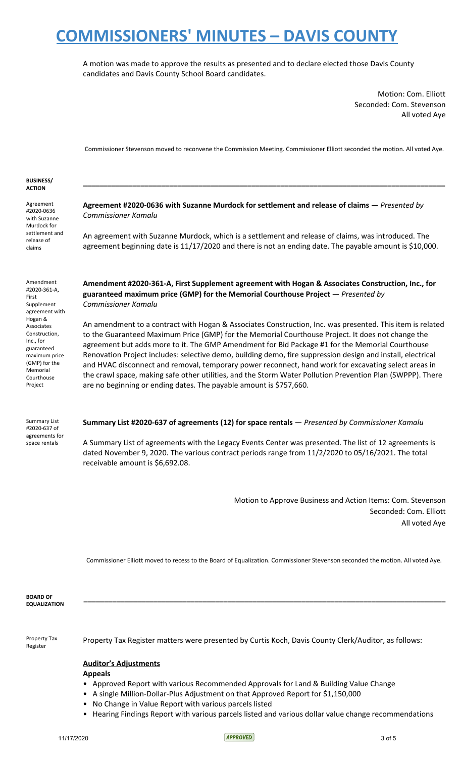A motion was made to approve the results as presented and to declare elected those Davis County candidates and Davis County School Board candidates.

Motion: Com. Elliott
Seconded: Com. Stevenson
All voted Aye

Commissioner Stevenson moved to reconvene the Commission Meeting. Commissioner Elliott seconded the motion. All voted Aye.

**BUSINESS/ ACTION**

---

Agreement #2020-0636 with Suzanne Murdock for settlement and release of claims

**Agreement #2020-0636 with Suzanne Murdock for settlement and release of claims** — *Presented by Commissioner Kamalu*

An agreement with Suzanne Murdock, which is a settlement and release of claims, was introduced. The agreement beginning date is 11/17/2020 and there is not an ending date. The payable amount is $10,000.

Amendment #2020-361-A, First Supplement agreement with Hogan & Associates Construction, Inc., for guaranteed maximum price (GMP) for the Memorial Courthouse Project

**Amendment #2020-361-A, First Supplement agreement with Hogan & Associates Construction, Inc., for guaranteed maximum price (GMP) for the Memorial Courthouse Project** — *Presented by Commissioner Kamalu*

An amendment to a contract with Hogan & Associates Construction, Inc. was presented. This item is related to the Guaranteed Maximum Price (GMP) for the Memorial Courthouse Project. It does not change the agreement but adds more to it. The GMP Amendment for Bid Package #1 for the Memorial Courthouse Renovation Project includes: selective demo, building demo, fire suppression design and install, electrical and HVAC disconnect and removal, temporary power reconnect, hand work for excavating select areas in the crawl space, making safe other utilities, and the Storm Water Pollution Prevention Plan (SWPPP). There are no beginning or ending dates. The payable amount is $757,660.

Summary List #2020-637 of agreements for space rentals

**Summary List #2020-637 of agreements (12) for space rentals** — *Presented by Commissioner Kamalu*

A Summary List of agreements with the Legacy Events Center was presented. The list of 12 agreements is dated November 9, 2020. The various contract periods range from 11/2/2020 to 05/16/2021. The total receivable amount is $6,692.08.

Motion to Approve Business and Action Items: Com. Stevenson
Seconded: Com. Elliott
All voted Aye

Commissioner Elliott moved to recess to the Board of Equalization. Commissioner Stevenson seconded the motion. All voted Aye.

**BOARD OF EQUALIZATION**

---

Property Tax Register

Property Tax Register matters were presented by Curtis Koch, Davis County Clerk/Auditor, as follows:

**Auditor's Adjustments**

**Appeals**

- Approved Report with various Recommended Approvals for Land & Building Value Change
- A single Million-Dollar-Plus Adjustment on that Approved Report for $1,150,000
- No Change in Value Report with various parcels listed
- Hearing Findings Report with various parcels listed and various dollar value change recommendations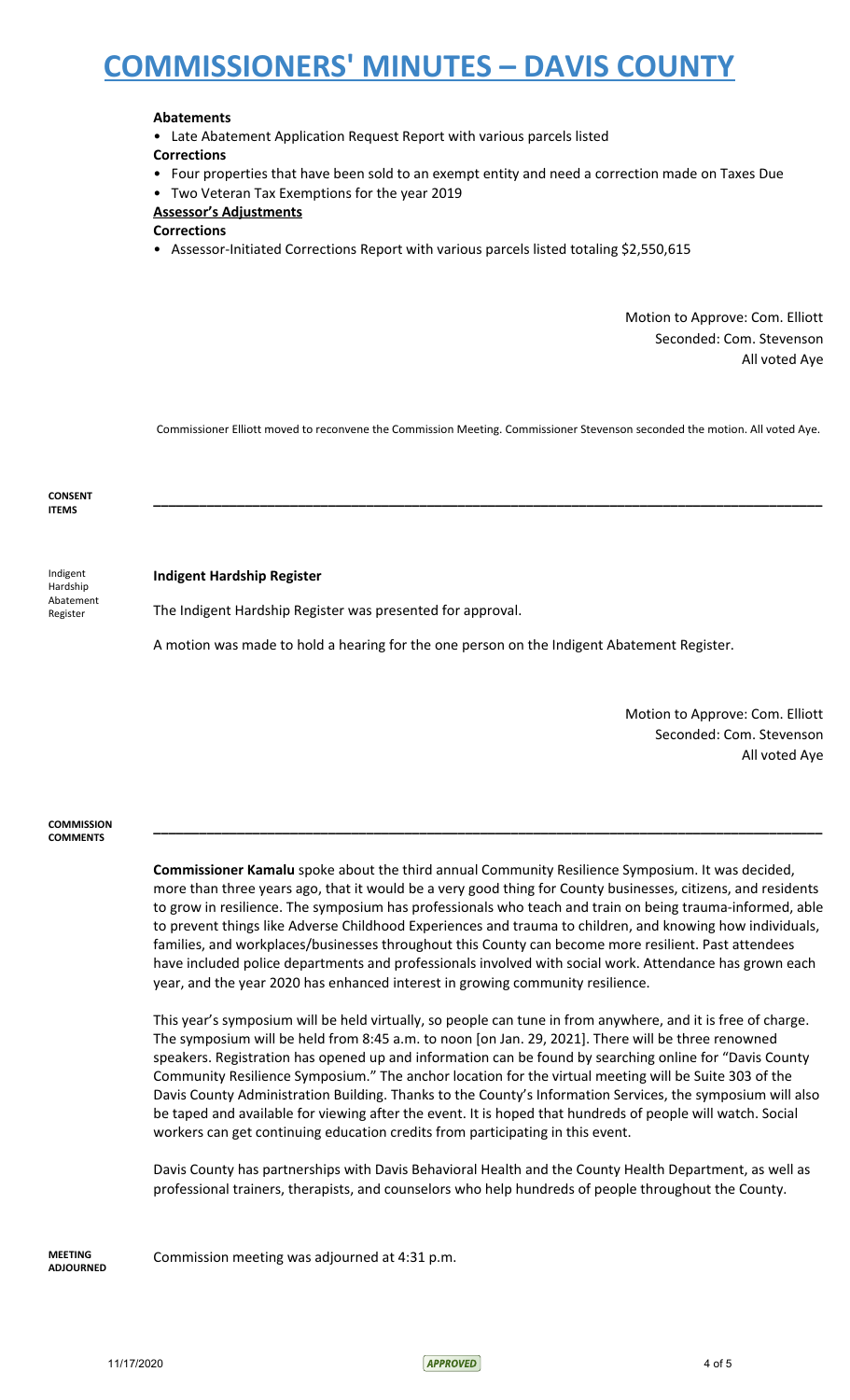**Abatements**

- Late Abatement Application Request Report with various parcels listed

**Corrections**

- Four properties that have been sold to an exempt entity and need a correction made on Taxes Due
- Two Veteran Tax Exemptions for the year 2019

**Assessor's Adjustments**

**Corrections**

- Assessor-Initiated Corrections Report with various parcels listed totaling $2,550,615

Motion to Approve: Com. Elliott
Seconded: Com. Stevenson
All voted Aye

Commissioner Elliott moved to reconvene the Commission Meeting. Commissioner Stevenson seconded the motion. All voted Aye.

**CONSENT ITEMS**

---

Indigent Hardship Abatement Register

**Indigent Hardship Register**

The Indigent Hardship Register was presented for approval.

A motion was made to hold a hearing for the one person on the Indigent Abatement Register.

Motion to Approve: Com. Elliott
Seconded: Com. Stevenson
All voted Aye

**COMMISSION COMMENTS**

---

**Commissioner Kamalu** spoke about the third annual Community Resilience Symposium. It was decided, more than three years ago, that it would be a very good thing for County businesses, citizens, and residents to grow in resilience. The symposium has professionals who teach and train on being trauma-informed, able to prevent things like Adverse Childhood Experiences and trauma to children, and knowing how individuals, families, and workplaces/businesses throughout this County can become more resilient. Past attendees have included police departments and professionals involved with social work. Attendance has grown each year, and the year 2020 has enhanced interest in growing community resilience.

This year's symposium will be held virtually, so people can tune in from anywhere, and it is free of charge. The symposium will be held from 8:45 a.m. to noon [on Jan. 29, 2021]. There will be three renowned speakers. Registration has opened up and information can be found by searching online for "Davis County Community Resilience Symposium." The anchor location for the virtual meeting will be Suite 303 of the Davis County Administration Building. Thanks to the County's Information Services, the symposium will also be taped and available for viewing after the event. It is hoped that hundreds of people will watch. Social workers can get continuing education credits from participating in this event.

Davis County has partnerships with Davis Behavioral Health and the County Health Department, as well as professional trainers, therapists, and counselors who help hundreds of people throughout the County.

**MEETING ADJOURNED**

Commission meeting was adjourned at 4:31 p.m.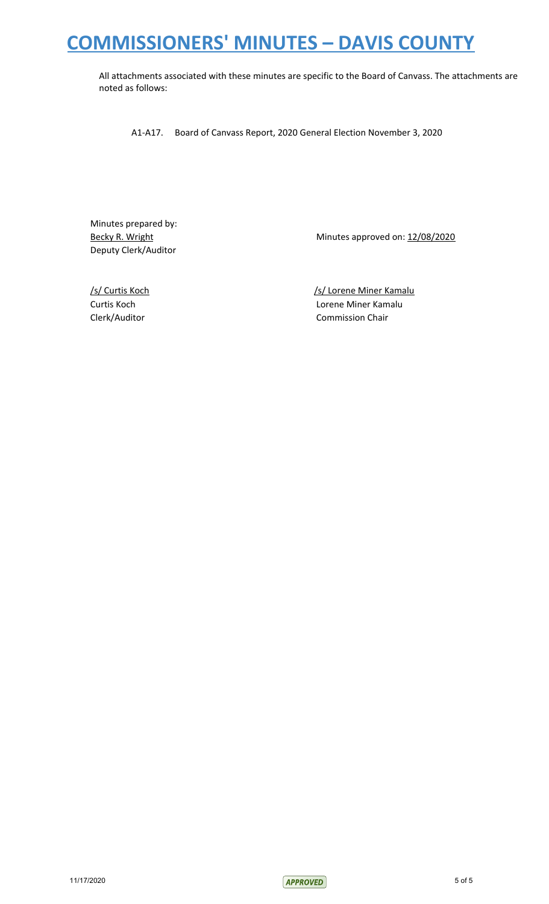# COMMISSIONERS' MINUTES – DAVIS COUNTY

All attachments associated with these minutes are specific to the Board of Canvass. The attachments are noted as follows:

A1-A17. Board of Canvass Report, 2020 General Election November 3, 2020

Minutes prepared by:
Becky R. Wright
Deputy Clerk/Auditor

Minutes approved on: 12/08/2020

/s/ Curtis Koch
Curtis Koch
Clerk/Auditor

/s/ Lorene Miner Kamalu
Lorene Miner Kamalu
Commission Chair

11/17/2020

APPROVED